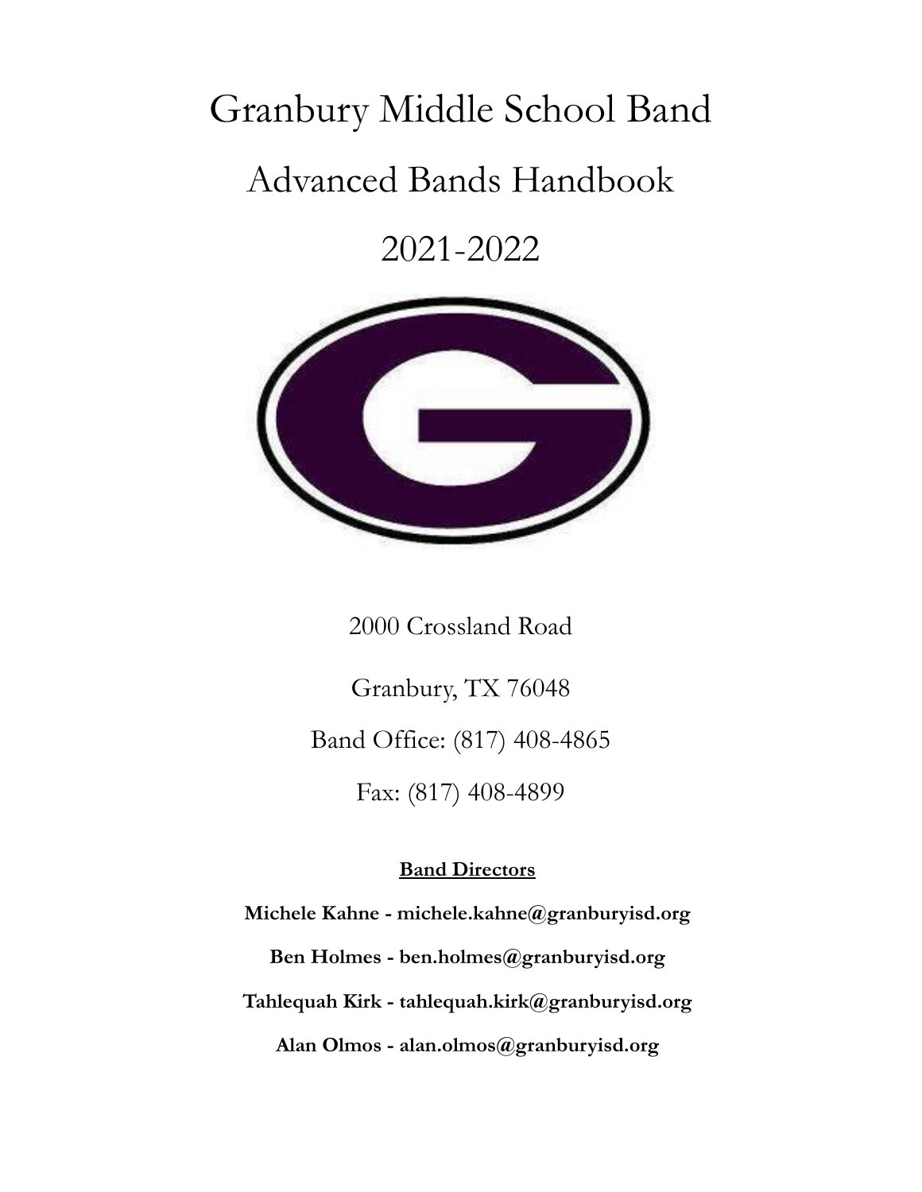# Granbury Middle School Band

# Advanced Bands Handbook

# 2021-2022

2000 Crossland Road

Granbury, TX 76048

Band Office: (817) 408-4865

Fax: (817) 408-4899

**Band Directors**

**Michele Kahne - michele.kahne@granburyisd.org**

**Ben Holmes - ben.holmes@granburyisd.org**

**Tahlequah Kirk - tahlequah.kirk@granburyisd.org**

**Alan Olmos - alan.olmos@granburyisd.org**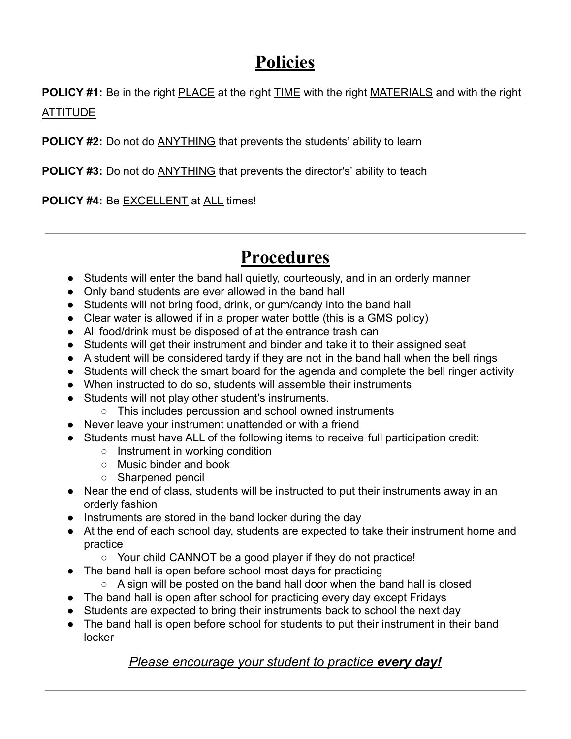# Policies

**POLICY #1:** Be in the right PLACE at the right TIME with the right MATERIALS and with the right ATTITUDE

**POLICY #2:** Do not do ANYTHING that prevents the students' ability to learn

**POLICY #3:** Do not do ANYTHING that prevents the director's' ability to teach

**POLICY #4:** Be EXCELLENT at ALL times!

---

# Procedures

- Students will enter the band hall quietly, courteously, and in an orderly manner
- Only band students are ever allowed in the band hall
- Students will not bring food, drink, or gum/candy into the band hall
- Clear water is allowed if in a proper water bottle (this is a GMS policy)
- All food/drink must be disposed of at the entrance trash can
- Students will get their instrument and binder and take it to their assigned seat
- A student will be considered tardy if they are not in the band hall when the bell rings
- Students will check the smart board for the agenda and complete the bell ringer activity
- When instructed to do so, students will assemble their instruments
- Students will not play other student's instruments.
    - This includes percussion and school owned instruments
- Never leave your instrument unattended or with a friend
- Students must have ALL of the following items to receive full participation credit:
    - Instrument in working condition
    - Music binder and book
    - Sharpened pencil
- Near the end of class, students will be instructed to put their instruments away in an orderly fashion
- Instruments are stored in the band locker during the day
- At the end of each school day, students are expected to take their instrument home and practice
    - Your child CANNOT be a good player if they do not practice!
- The band hall is open before school most days for practicing
    - A sign will be posted on the band hall door when the band hall is closed
- The band hall is open after school for practicing every day except Fridays
- Students are expected to bring their instruments back to school the next day
- The band hall is open before school for students to put their instrument in their band locker

*Please encourage your student to practice **every day!***

---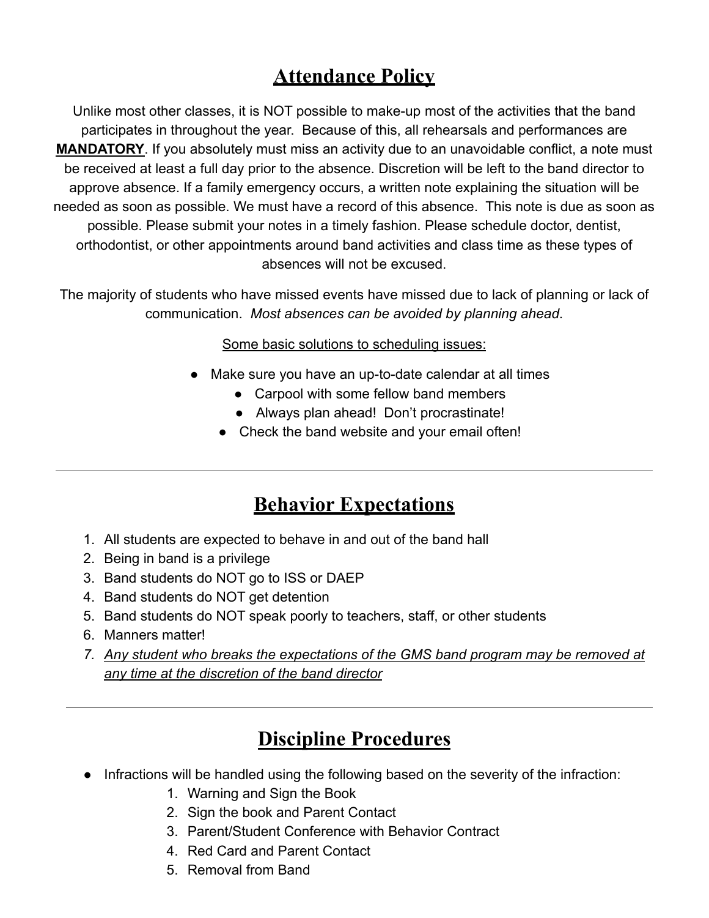# Attendance Policy

Unlike most other classes, it is NOT possible to make-up most of the activities that the band participates in throughout the year. Because of this, all rehearsals and performances are **MANDATORY**. If you absolutely must miss an activity due to an unavoidable conflict, a note must be received at least a full day prior to the absence. Discretion will be left to the band director to approve absence. If a family emergency occurs, a written note explaining the situation will be needed as soon as possible. We must have a record of this absence. This note is due as soon as possible. Please submit your notes in a timely fashion. Please schedule doctor, dentist, orthodontist, or other appointments around band activities and class time as these types of absences will not be excused.

The majority of students who have missed events have missed due to lack of planning or lack of communication. *Most absences can be avoided by planning ahead*.

Some basic solutions to scheduling issues:

- Make sure you have an up-to-date calendar at all times
- Carpool with some fellow band members
- Always plan ahead! Don't procrastinate!
- Check the band website and your email often!

---

# Behavior Expectations

1. All students are expected to behave in and out of the band hall
2. Being in band is a privilege
3. Band students do NOT go to ISS or DAEP
4. Band students do NOT get detention
5. Band students do NOT speak poorly to teachers, staff, or other students
6. Manners matter!
7. *Any student who breaks the expectations of the GMS band program may be removed at any time at the discretion of the band director*

---

# Discipline Procedures

- Infractions will be handled using the following based on the severity of the infraction:
    1. Warning and Sign the Book
    2. Sign the book and Parent Contact
    3. Parent/Student Conference with Behavior Contract
    4. Red Card and Parent Contact
    5. Removal from Band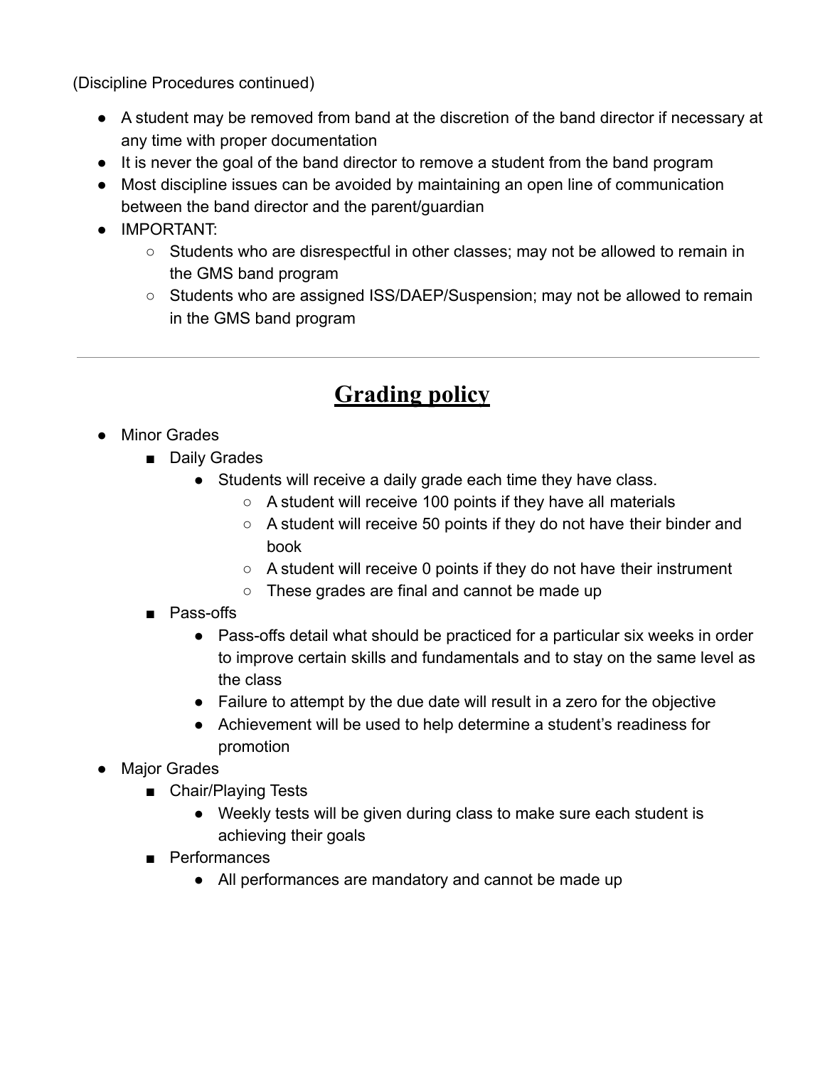(Discipline Procedures continued)

- A student may be removed from band at the discretion of the band director if necessary at any time with proper documentation
- It is never the goal of the band director to remove a student from the band program
- Most discipline issues can be avoided by maintaining an open line of communication between the band director and the parent/guardian
- IMPORTANT:
    - Students who are disrespectful in other classes; may not be allowed to remain in the GMS band program
    - Students who are assigned ISS/DAEP/Suspension; may not be allowed to remain in the GMS band program

---

# Grading policy

- Minor Grades
    - Daily Grades
        - Students will receive a daily grade each time they have class.
            - A student will receive 100 points if they have all materials
            - A student will receive 50 points if they do not have their binder and book
            - A student will receive 0 points if they do not have their instrument
            - These grades are final and cannot be made up
    - Pass-offs
        - Pass-offs detail what should be practiced for a particular six weeks in order to improve certain skills and fundamentals and to stay on the same level as the class
        - Failure to attempt by the due date will result in a zero for the objective
        - Achievement will be used to help determine a student's readiness for promotion
- Major Grades
    - Chair/Playing Tests
        - Weekly tests will be given during class to make sure each student is achieving their goals
    - Performances
        - All performances are mandatory and cannot be made up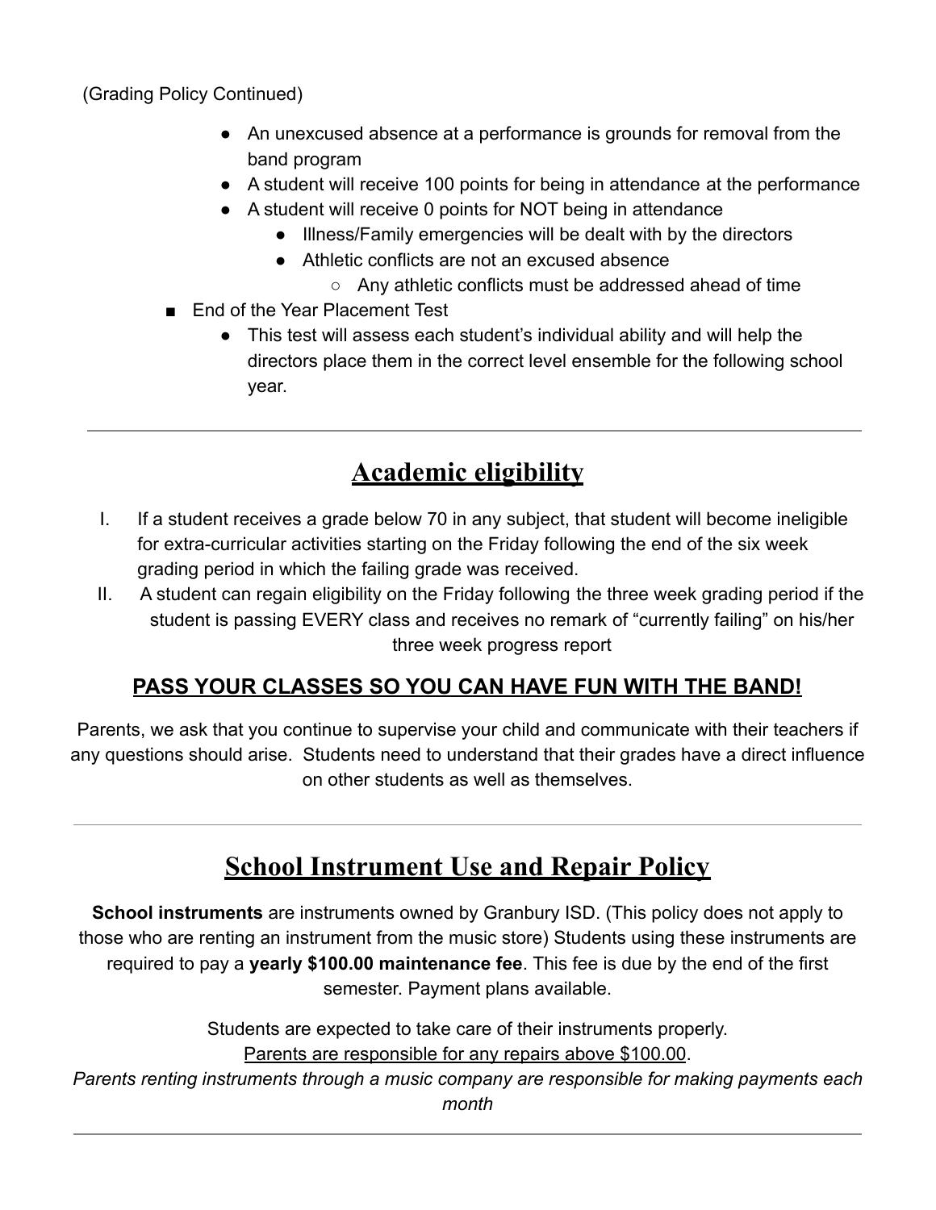(Grading Policy Continued)

- An unexcused absence at a performance is grounds for removal from the band program
- A student will receive 100 points for being in attendance at the performance
- A student will receive 0 points for NOT being in attendance
  - Illness/Family emergencies will be dealt with by the directors
  - Athletic conflicts are not an excused absence
    - Any athletic conflicts must be addressed ahead of time

- End of the Year Placement Test
  - This test will assess each student's individual ability and will help the directors place them in the correct level ensemble for the following school year.

---

# Academic eligibility

I. If a student receives a grade below 70 in any subject, that student will become ineligible for extra-curricular activities starting on the Friday following the end of the six week grading period in which the failing grade was received.

II. A student can regain eligibility on the Friday following the three week grading period if the student is passing EVERY class and receives no remark of "currently failing" on his/her three week progress report

**PASS YOUR CLASSES SO YOU CAN HAVE FUN WITH THE BAND!**

Parents, we ask that you continue to supervise your child and communicate with their teachers if any questions should arise. Students need to understand that their grades have a direct influence on other students as well as themselves.

---

# School Instrument Use and Repair Policy

**School instruments** are instruments owned by Granbury ISD. (This policy does not apply to those who are renting an instrument from the music store) Students using these instruments are required to pay a **yearly $100.00 maintenance fee**. This fee is due by the end of the first semester. Payment plans available.

Students are expected to take care of their instruments properly.

Parents are responsible for any repairs above $100.00.

*Parents renting instruments through a music company are responsible for making payments each month*

---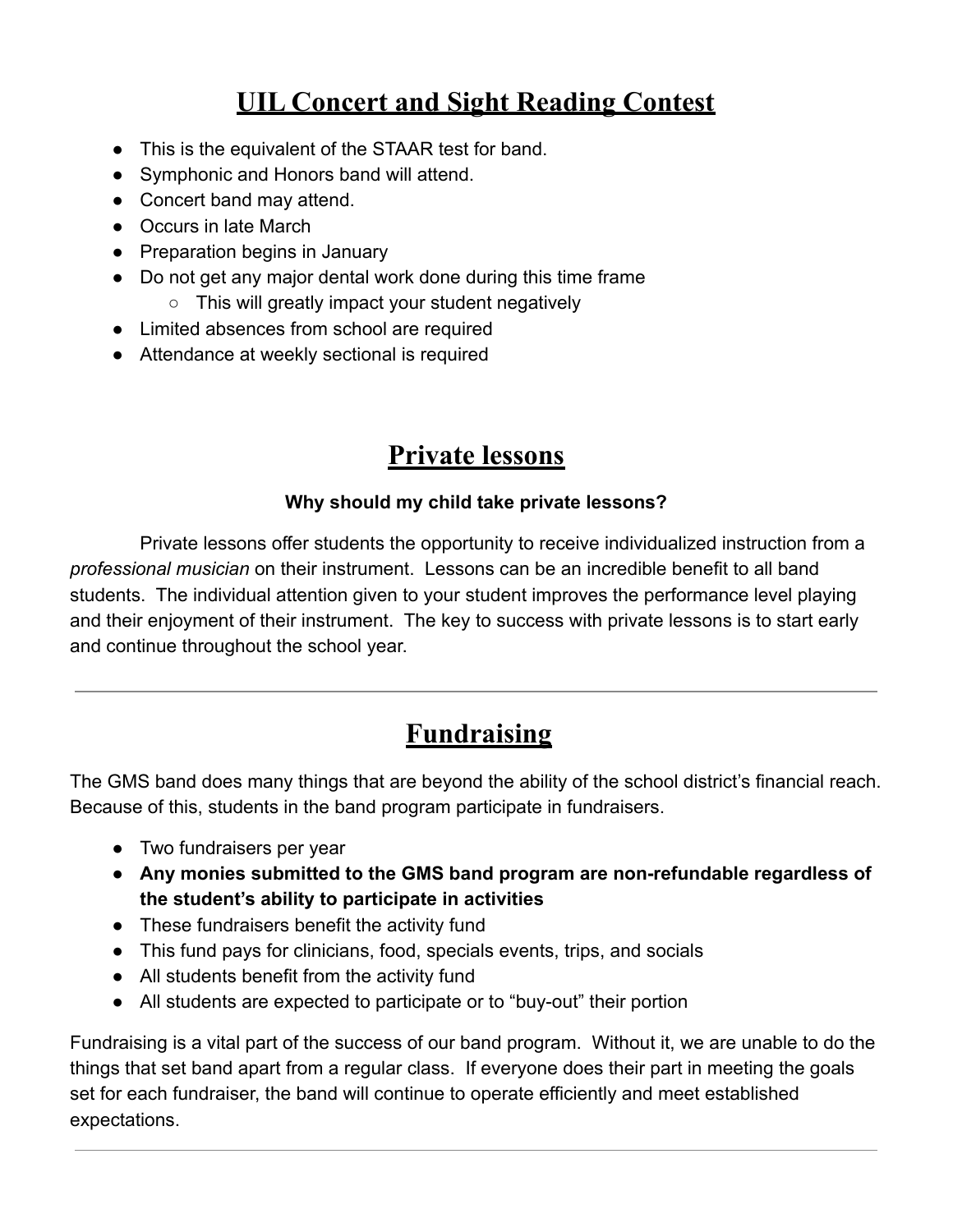# UIL Concert and Sight Reading Contest

- This is the equivalent of the STAAR test for band.
- Symphonic and Honors band will attend.
- Concert band may attend.
- Occurs in late March
- Preparation begins in January
- Do not get any major dental work done during this time frame
  - This will greatly impact your student negatively
- Limited absences from school are required
- Attendance at weekly sectional is required

# Private lessons

### Why should my child take private lessons?

Private lessons offer students the opportunity to receive individualized instruction from a *professional musician* on their instrument. Lessons can be an incredible benefit to all band students. The individual attention given to your student improves the performance level playing and their enjoyment of their instrument. The key to success with private lessons is to start early and continue throughout the school year.

---

# Fundraising

The GMS band does many things that are beyond the ability of the school district's financial reach. Because of this, students in the band program participate in fundraisers.

- Two fundraisers per year
- **Any monies submitted to the GMS band program are non-refundable regardless of the student's ability to participate in activities**
- These fundraisers benefit the activity fund
- This fund pays for clinicians, food, specials events, trips, and socials
- All students benefit from the activity fund
- All students are expected to participate or to "buy-out" their portion

Fundraising is a vital part of the success of our band program. Without it, we are unable to do the things that set band apart from a regular class. If everyone does their part in meeting the goals set for each fundraiser, the band will continue to operate efficiently and meet established expectations.

---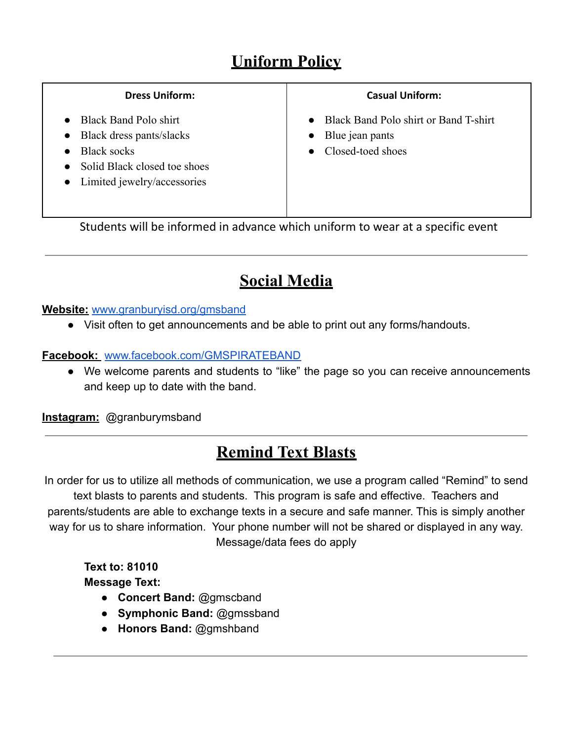# Uniform Policy

| Dress Uniform: | Casual Uniform: |
|---|---|
| • Black Band Polo shirt<br>• Black dress pants/slacks<br>• Black socks<br>• Solid Black closed toe shoes<br>• Limited jewelry/accessories | • Black Band Polo shirt or Band T-shirt<br>• Blue jean pants<br>• Closed-toed shoes |

Students will be informed in advance which uniform to wear at a specific event

---

# Social Media

**Website:** [www.granburyisd.org/gmsband](www.granburyisd.org/gmsband)

- Visit often to get announcements and be able to print out any forms/handouts.

**Facebook:** [www.facebook.com/GMSPIRATEBAND](www.facebook.com/GMSPIRATEBAND)

- We welcome parents and students to "like" the page so you can receive announcements and keep up to date with the band.

**Instagram:** @granburymsband

---

# Remind Text Blasts

In order for us to utilize all methods of communication, we use a program called "Remind" to send text blasts to parents and students. This program is safe and effective. Teachers and parents/students are able to exchange texts in a secure and safe manner. This is simply another way for us to share information. Your phone number will not be shared or displayed in any way. Message/data fees do apply

**Text to: 81010**
**Message Text:**

- **Concert Band:** @gmscband
- **Symphonic Band:** @gmssband
- **Honors Band:** @gmshband

---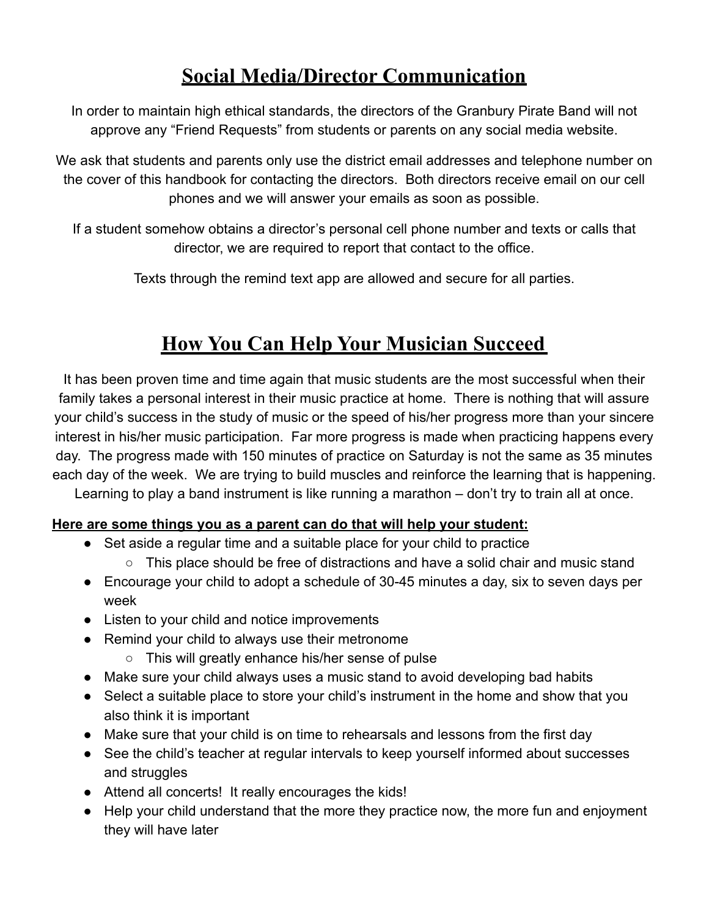## Social Media/Director Communication

In order to maintain high ethical standards, the directors of the Granbury Pirate Band will not approve any "Friend Requests" from students or parents on any social media website.

We ask that students and parents only use the district email addresses and telephone number on the cover of this handbook for contacting the directors. Both directors receive email on our cell phones and we will answer your emails as soon as possible.

If a student somehow obtains a director's personal cell phone number and texts or calls that director, we are required to report that contact to the office.

Texts through the remind text app are allowed and secure for all parties.

## How You Can Help Your Musician Succeed

It has been proven time and time again that music students are the most successful when their family takes a personal interest in their music practice at home. There is nothing that will assure your child's success in the study of music or the speed of his/her progress more than your sincere interest in his/her music participation. Far more progress is made when practicing happens every day. The progress made with 150 minutes of practice on Saturday is not the same as 35 minutes each day of the week. We are trying to build muscles and reinforce the learning that is happening. Learning to play a band instrument is like running a marathon – don't try to train all at once.

**Here are some things you as a parent can do that will help your student:**

- Set aside a regular time and a suitable place for your child to practice
    - This place should be free of distractions and have a solid chair and music stand
- Encourage your child to adopt a schedule of 30-45 minutes a day, six to seven days per week
- Listen to your child and notice improvements
- Remind your child to always use their metronome
    - This will greatly enhance his/her sense of pulse
- Make sure your child always uses a music stand to avoid developing bad habits
- Select a suitable place to store your child's instrument in the home and show that you also think it is important
- Make sure that your child is on time to rehearsals and lessons from the first day
- See the child's teacher at regular intervals to keep yourself informed about successes and struggles
- Attend all concerts! It really encourages the kids!
- Help your child understand that the more they practice now, the more fun and enjoyment they will have later